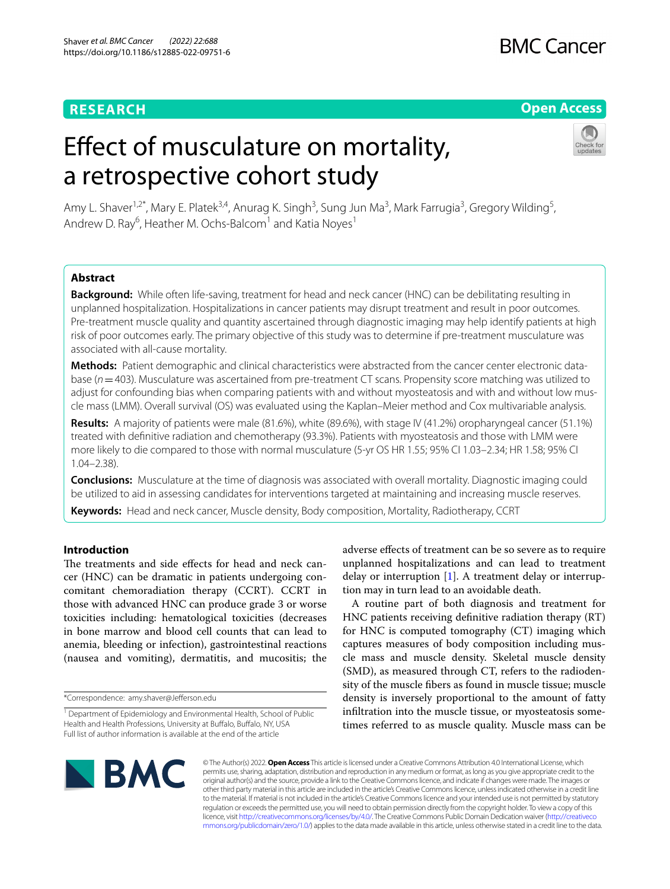RESEARCH

Open Access

# Effect of musculature on mortality, a retrospective cohort study

Amy L. Shaver[1,2*], Mary E. Platek[3,4], Anurag K. Singh[3], Sung Jun Ma[3], Mark Farrugia[3], Gregory Wilding[5], Andrew D. Ray[6], Heather M. Ochs-Balcom[1] and Katia Noyes[1]

## Abstract

**Background:** While often life-saving, treatment for head and neck cancer (HNC) can be debilitating resulting in unplanned hospitalization. Hospitalizations in cancer patients may disrupt treatment and result in poor outcomes. Pre-treatment muscle quality and quantity ascertained through diagnostic imaging may help identify patients at high risk of poor outcomes early. The primary objective of this study was to determine if pre-treatment musculature was associated with all-cause mortality.

**Methods:** Patient demographic and clinical characteristics were abstracted from the cancer center electronic database ($n = 403$). Musculature was ascertained from pre-treatment CT scans. Propensity score matching was utilized to adjust for confounding bias when comparing patients with and without myosteatosis and with and without low muscle mass (LMM). Overall survival (OS) was evaluated using the Kaplan–Meier method and Cox multivariable analysis.

**Results:** A majority of patients were male (81.6%), white (89.6%), with stage IV (41.2%) oropharyngeal cancer (51.1%) treated with definitive radiation and chemotherapy (93.3%). Patients with myosteatosis and those with LMM were more likely to die compared to those with normal musculature (5-yr OS HR 1.55; 95% CI 1.03–2.34; HR 1.58; 95% CI 1.04–2.38).

**Conclusions:** Musculature at the time of diagnosis was associated with overall mortality. Diagnostic imaging could be utilized to aid in assessing candidates for interventions targeted at maintaining and increasing muscle reserves.

**Keywords:** Head and neck cancer, Muscle density, Body composition, Mortality, Radiotherapy, CCRT

## Introduction

The treatments and side effects for head and neck cancer (HNC) can be dramatic in patients undergoing concomitant chemoradiation therapy (CCRT). CCRT in those with advanced HNC can produce grade 3 or worse toxicities including: hematological toxicities (decreases in bone marrow and blood cell counts that can lead to anemia, bleeding or infection), gastrointestinal reactions (nausea and vomiting), dermatitis, and mucositis; the adverse effects of treatment can be so severe as to require unplanned hospitalizations and can lead to treatment delay or interruption [1]. A treatment delay or interruption may in turn lead to an avoidable death.

A routine part of both diagnosis and treatment for HNC patients receiving definitive radiation therapy (RT) for HNC is computed tomography (CT) imaging which captures measures of body composition including muscle mass and muscle density. Skeletal muscle density (SMD), as measured through CT, refers to the radiodensity of the muscle fibers as found in muscle tissue; muscle density is inversely proportional to the amount of fatty infiltration into the muscle tissue, or myosteatosis sometimes referred to as muscle quality. Muscle mass can be

*Correspondence: amy.shaver@Jefferson.edu

[1] Department of Epidemiology and Environmental Health, School of Public Health and Health Professions, University at Buffalo, Buffalo, NY, USA

Full list of author information is available at the end of the article

© The Author(s) 2022. **Open Access** This article is licensed under a Creative Commons Attribution 4.0 International License, which permits use, sharing, adaptation, distribution and reproduction in any medium or format, as long as you give appropriate credit to the original author(s) and the source, provide a link to the Creative Commons licence, and indicate if changes were made. The images or other third party material in this article are included in the article's Creative Commons licence, unless indicated otherwise in a credit line to the material. If material is not included in the article's Creative Commons licence and your intended use is not permitted by statutory regulation or exceeds the permitted use, you will need to obtain permission directly from the copyright holder. To view a copy of this licence, visit http://creativecommons.org/licenses/by/4.0/. The Creative Commons Public Domain Dedication waiver (http://creativecommons.org/publicdomain/zero/1.0/) applies to the data made available in this article, unless otherwise stated in a credit line to the data.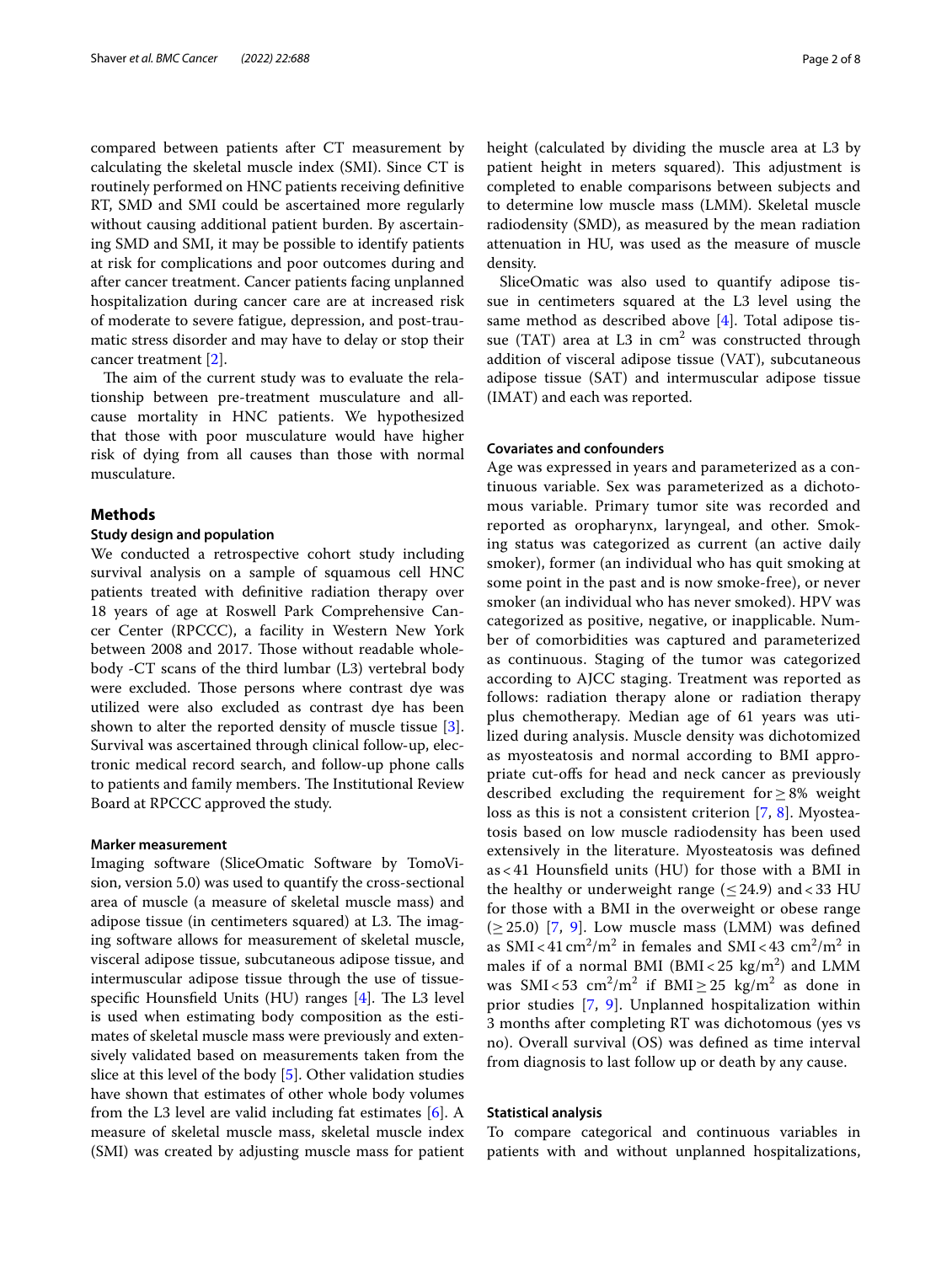compared between patients after CT measurement by calculating the skeletal muscle index (SMI). Since CT is routinely performed on HNC patients receiving definitive RT, SMD and SMI could be ascertained more regularly without causing additional patient burden. By ascertaining SMD and SMI, it may be possible to identify patients at risk for complications and poor outcomes during and after cancer treatment. Cancer patients facing unplanned hospitalization during cancer care are at increased risk of moderate to severe fatigue, depression, and post-traumatic stress disorder and may have to delay or stop their cancer treatment [2].

The aim of the current study was to evaluate the relationship between pre-treatment musculature and all-cause mortality in HNC patients. We hypothesized that those with poor musculature would have higher risk of dying from all causes than those with normal musculature.

## Methods

### Study design and population

We conducted a retrospective cohort study including survival analysis on a sample of squamous cell HNC patients treated with definitive radiation therapy over 18 years of age at Roswell Park Comprehensive Cancer Center (RPCCC), a facility in Western New York between 2008 and 2017. Those without readable whole-body -CT scans of the third lumbar (L3) vertebral body were excluded. Those persons where contrast dye was utilized were also excluded as contrast dye has been shown to alter the reported density of muscle tissue [3]. Survival was ascertained through clinical follow-up, electronic medical record search, and follow-up phone calls to patients and family members. The Institutional Review Board at RPCCC approved the study.

#### Marker measurement

Imaging software (SliceOmatic Software by TomoVision, version 5.0) was used to quantify the cross-sectional area of muscle (a measure of skeletal muscle mass) and adipose tissue (in centimeters squared) at L3. The imaging software allows for measurement of skeletal muscle, visceral adipose tissue, subcutaneous adipose tissue, and intermuscular adipose tissue through the use of tissue-specific Hounsfield Units (HU) ranges [4]. The L3 level is used when estimating body composition as the estimates of skeletal muscle mass were previously and extensively validated based on measurements taken from the slice at this level of the body [5]. Other validation studies have shown that estimates of other whole body volumes from the L3 level are valid including fat estimates [6]. A measure of skeletal muscle mass, skeletal muscle index (SMI) was created by adjusting muscle mass for patient height (calculated by dividing the muscle area at L3 by patient height in meters squared). This adjustment is completed to enable comparisons between subjects and to determine low muscle mass (LMM). Skeletal muscle radiodensity (SMD), as measured by the mean radiation attenuation in HU, was used as the measure of muscle density.

SliceOmatic was also used to quantify adipose tissue in centimeters squared at the L3 level using the same method as described above [4]. Total adipose tissue (TAT) area at L3 in $cm^2$ was constructed through addition of visceral adipose tissue (VAT), subcutaneous adipose tissue (SAT) and intermuscular adipose tissue (IMAT) and each was reported.

### Covariates and confounders

Age was expressed in years and parameterized as a continuous variable. Sex was parameterized as a dichotomous variable. Primary tumor site was recorded and reported as oropharynx, laryngeal, and other. Smoking status was categorized as current (an active daily smoker), former (an individual who has quit smoking at some point in the past and is now smoke-free), or never smoker (an individual who has never smoked). HPV was categorized as positive, negative, or inapplicable. Number of comorbidities was captured and parameterized as continuous. Staging of the tumor was categorized according to AJCC staging. Treatment was reported as follows: radiation therapy alone or radiation therapy plus chemotherapy. Median age of 61 years was utilized during analysis. Muscle density was dichotomized as myosteatosis and normal according to BMI appropriate cut-offs for head and neck cancer as previously described excluding the requirement for $\geq 8\%$ weight loss as this is not a consistent criterion [7, 8]. Myosteatosis based on low muscle radiodensity has been used extensively in the literature. Myosteatosis was defined as $< 41$ Hounsfield units (HU) for those with a BMI in the healthy or underweight range ($\leq 24.9$) and $< 33$ HU for those with a BMI in the overweight or obese range ($\geq 25.0$) [7, 9]. Low muscle mass (LMM) was defined as SMI $< 41$ $cm^2/m^2$ in females and SMI $< 43$ $cm^2/m^2$ in males if of a normal BMI (BMI $< 25$ $kg/m^2$) and LMM was SMI $< 53$ $cm^2/m^2$ if BMI $\geq 25$ $kg/m^2$ as done in prior studies [7, 9]. Unplanned hospitalization within 3 months after completing RT was dichotomous (yes vs no). Overall survival (OS) was defined as time interval from diagnosis to last follow up or death by any cause.

### Statistical analysis

To compare categorical and continuous variables in patients with and without unplanned hospitalizations,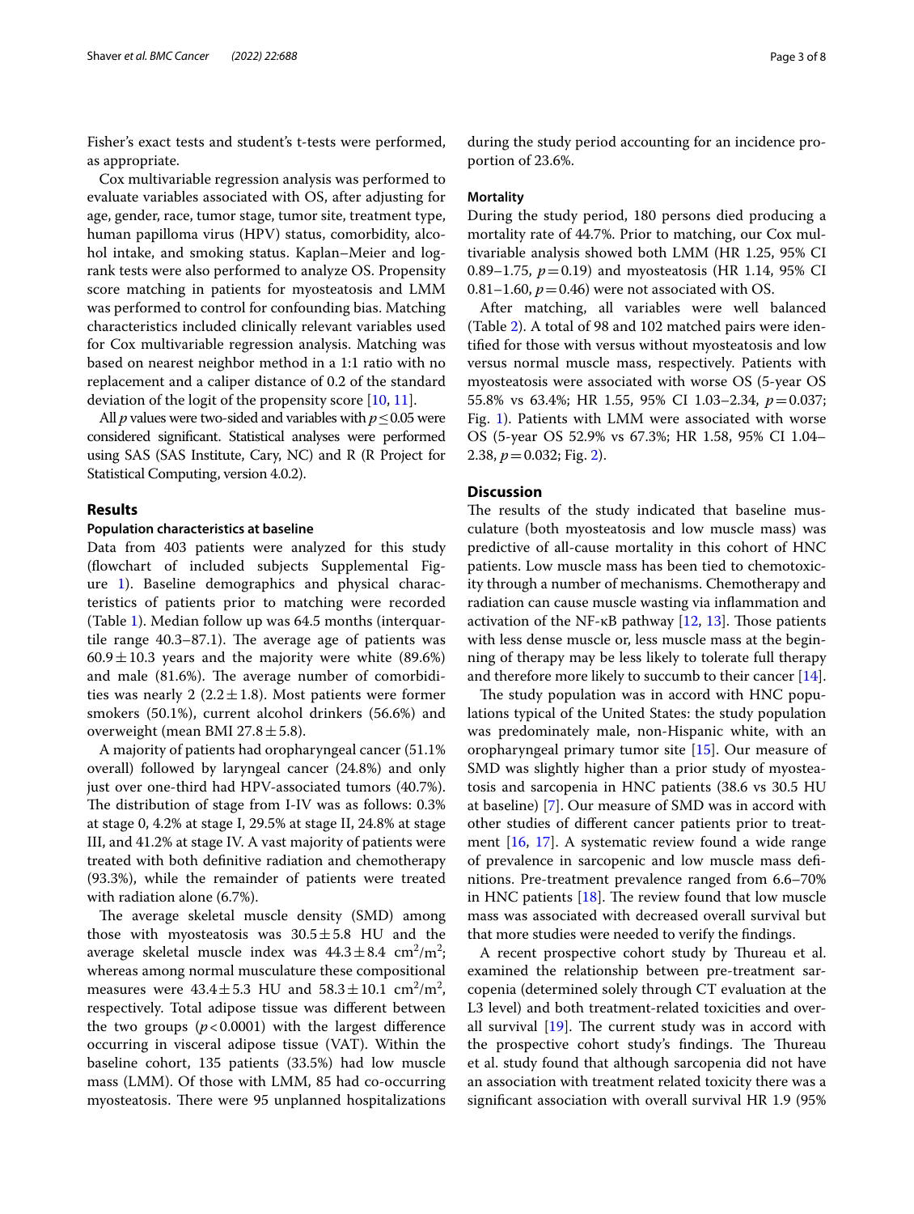Fisher's exact tests and student's t-tests were performed, as appropriate.

Cox multivariable regression analysis was performed to evaluate variables associated with OS, after adjusting for age, gender, race, tumor stage, tumor site, treatment type, human papilloma virus (HPV) status, comorbidity, alcohol intake, and smoking status. Kaplan–Meier and log-rank tests were also performed to analyze OS. Propensity score matching in patients for myosteatosis and LMM was performed to control for confounding bias. Matching characteristics included clinically relevant variables used for Cox multivariable regression analysis. Matching was based on nearest neighbor method in a 1:1 ratio with no replacement and a caliper distance of 0.2 of the standard deviation of the logit of the propensity score [10, 11].

All $p$ values were two-sided and variables with $p \leq 0.05$ were considered significant. Statistical analyses were performed using SAS (SAS Institute, Cary, NC) and R (R Project for Statistical Computing, version 4.0.2).

## Results

### Population characteristics at baseline

Data from 403 patients were analyzed for this study (flowchart of included subjects Supplemental Figure 1). Baseline demographics and physical characteristics of patients prior to matching were recorded (Table 1). Median follow up was 64.5 months (interquartile range 40.3–87.1). The average age of patients was $60.9 \pm 10.3$ years and the majority were white (89.6%) and male (81.6%). The average number of comorbidities was nearly 2 ($2.2 \pm 1.8$). Most patients were former smokers (50.1%), current alcohol drinkers (56.6%) and overweight (mean BMI $27.8 \pm 5.8$).

A majority of patients had oropharyngeal cancer (51.1% overall) followed by laryngeal cancer (24.8%) and only just over one-third had HPV-associated tumors (40.7%). The distribution of stage from I-IV was as follows: 0.3% at stage 0, 4.2% at stage I, 29.5% at stage II, 24.8% at stage III, and 41.2% at stage IV. A vast majority of patients were treated with both definitive radiation and chemotherapy (93.3%), while the remainder of patients were treated with radiation alone (6.7%).

The average skeletal muscle density (SMD) among those with myosteatosis was $30.5 \pm 5.8$ HU and the average skeletal muscle index was $44.3 \pm 8.4$ cm$^2$/m$^2$; whereas among normal musculature these compositional measures were $43.4 \pm 5.3$ HU and $58.3 \pm 10.1$ cm$^2$/m$^2$, respectively. Total adipose tissue was different between the two groups ($p < 0.0001$) with the largest difference occurring in visceral adipose tissue (VAT). Within the baseline cohort, 135 patients (33.5%) had low muscle mass (LMM). Of those with LMM, 85 had co-occurring myosteatosis. There were 95 unplanned hospitalizations during the study period accounting for an incidence proportion of 23.6%.

### Mortality

During the study period, 180 persons died producing a mortality rate of 44.7%. Prior to matching, our Cox multivariable analysis showed both LMM (HR 1.25, 95% CI 0.89–1.75, $p = 0.19$) and myosteatosis (HR 1.14, 95% CI 0.81–1.60, $p = 0.46$) were not associated with OS.

After matching, all variables were well balanced (Table 2). A total of 98 and 102 matched pairs were identified for those with versus without myosteatosis and low versus normal muscle mass, respectively. Patients with myosteatosis were associated with worse OS (5-year OS 55.8% vs 63.4%; HR 1.55, 95% CI 1.03–2.34, $p = 0.037$; Fig. 1). Patients with LMM were associated with worse OS (5-year OS 52.9% vs 67.3%; HR 1.58, 95% CI 1.04–2.38, $p = 0.032$; Fig. 2).

## Discussion

The results of the study indicated that baseline musculature (both myosteatosis and low muscle mass) was predictive of all-cause mortality in this cohort of HNC patients. Low muscle mass has been tied to chemotoxicity through a number of mechanisms. Chemotherapy and radiation can cause muscle wasting via inflammation and activation of the NF-κB pathway [12, 13]. Those patients with less dense muscle or, less muscle mass at the beginning of therapy may be less likely to tolerate full therapy and therefore more likely to succumb to their cancer [14].

The study population was in accord with HNC populations typical of the United States: the study population was predominately male, non-Hispanic white, with an oropharyngeal primary tumor site [15]. Our measure of SMD was slightly higher than a prior study of myosteatosis and sarcopenia in HNC patients (38.6 vs 30.5 HU at baseline) [7]. Our measure of SMD was in accord with other studies of different cancer patients prior to treatment [16, 17]. A systematic review found a wide range of prevalence in sarcopenic and low muscle mass definitions. Pre-treatment prevalence ranged from 6.6–70% in HNC patients [18]. The review found that low muscle mass was associated with decreased overall survival but that more studies were needed to verify the findings.

A recent prospective cohort study by Thureau et al. examined the relationship between pre-treatment sarcopenia (determined solely through CT evaluation at the L3 level) and both treatment-related toxicities and overall survival [19]. The current study was in accord with the prospective cohort study's findings. The Thureau et al. study found that although sarcopenia did not have an association with treatment related toxicity there was a significant association with overall survival HR 1.9 (95%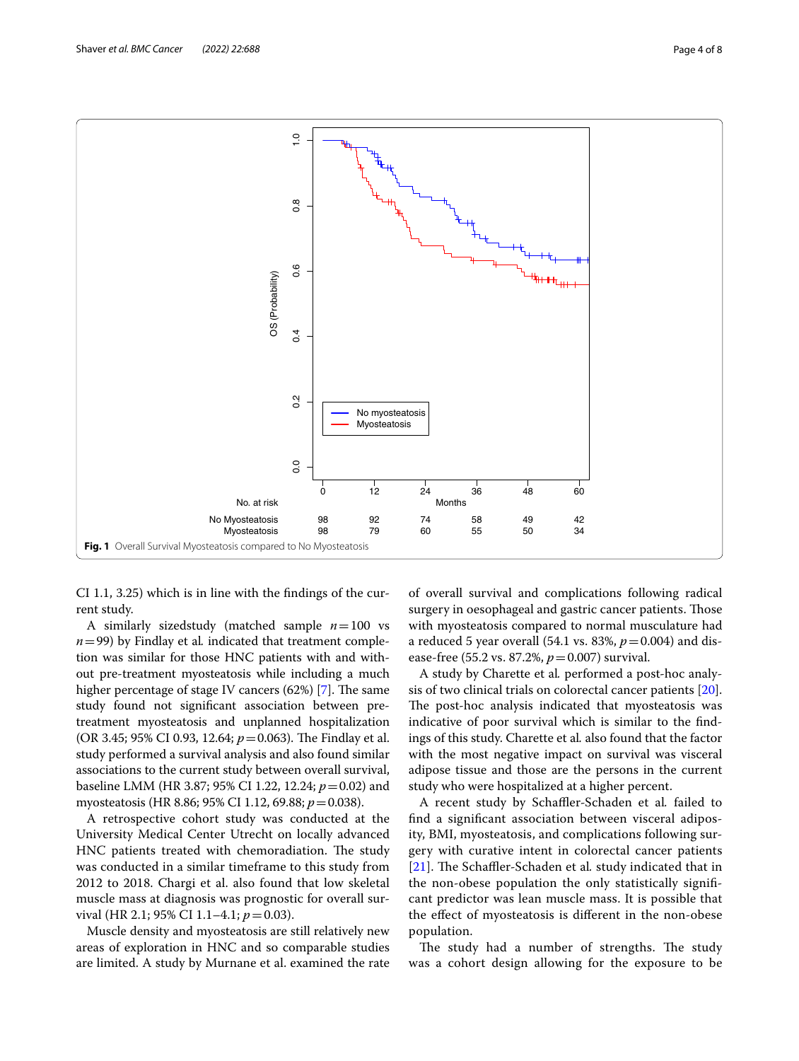No. at risk

| | 0 | 12 | 24 | 36 | 48 | 60 |
|---|---|---|---|---|---|---|
| No Myosteatosis | 98 | 92 | 74 | 58 | 49 | 42 |
| Myosteatosis | 98 | 79 | 60 | 55 | 50 | 34 |

**Fig. 1** Overall Survival Myosteatosis compared to No Myosteatosis

CI 1.1, 3.25) which is in line with the findings of the current study.

A similarly sizedstudy (matched sample $n = 100$ vs $n = 99$) by Findlay et al. indicated that treatment completion was similar for those HNC patients with and without pre-treatment myosteatosis while including a much higher percentage of stage IV cancers (62%) [7]. The same study found not significant association between pre-treatment myosteatosis and unplanned hospitalization (OR 3.45; 95% CI 0.93, 12.64; $p = 0.063$). The Findlay et al. study performed a survival analysis and also found similar associations to the current study between overall survival, baseline LMM (HR 3.87; 95% CI 1.22, 12.24; $p = 0.02$) and myosteatosis (HR 8.86; 95% CI 1.12, 69.88; $p = 0.038$).

A retrospective cohort study was conducted at the University Medical Center Utrecht on locally advanced HNC patients treated with chemoradiation. The study was conducted in a similar timeframe to this study from 2012 to 2018. Chargi et al. also found that low skeletal muscle mass at diagnosis was prognostic for overall survival (HR 2.1; 95% CI 1.1–4.1; $p = 0.03$).

Muscle density and myosteatosis are still relatively new areas of exploration in HNC and so comparable studies are limited. A study by Murnane et al. examined the rate of overall survival and complications following radical surgery in oesophageal and gastric cancer patients. Those with myosteatosis compared to normal musculature had a reduced 5 year overall (54.1 vs. 83%, $p = 0.004$) and disease-free (55.2 vs. 87.2%, $p = 0.007$) survival.

A study by Charette et al. performed a post-hoc analysis of two clinical trials on colorectal cancer patients [20]. The post-hoc analysis indicated that myosteatosis was indicative of poor survival which is similar to the findings of this study. Charette et al. also found that the factor with the most negative impact on survival was visceral adipose tissue and those are the persons in the current study who were hospitalized at a higher percent.

A recent study by Schaffler-Schaden et al. failed to find a significant association between visceral adiposity, BMI, myosteatosis, and complications following surgery with curative intent in colorectal cancer patients [21]. The Schaffler-Schaden et al. study indicated that in the non-obese population the only statistically significant predictor was lean muscle mass. It is possible that the effect of myosteatosis is different in the non-obese population.

The study had a number of strengths. The study was a cohort design allowing for the exposure to be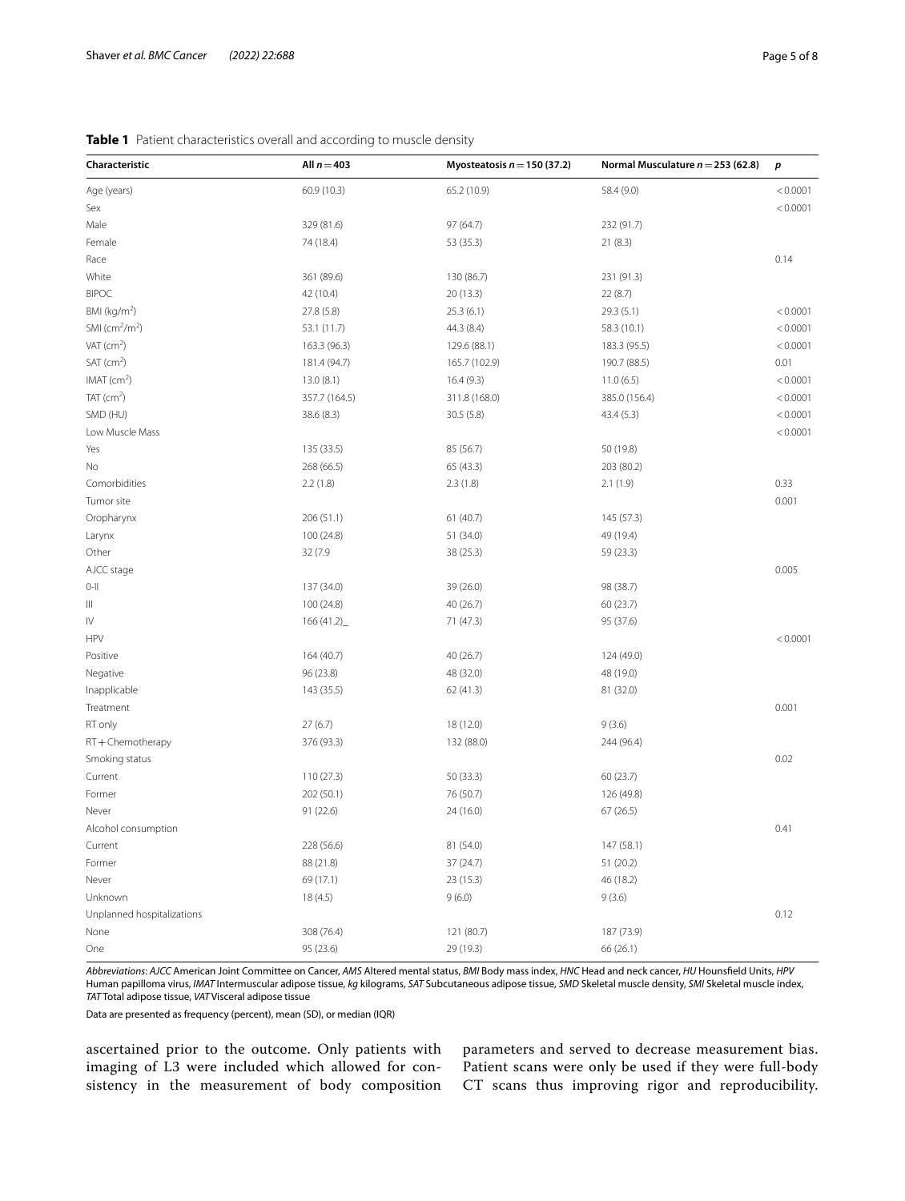**Table 1** Patient characteristics overall and according to muscle density

| Characteristic | All $n = 403$ | Myosteatosis $n = 150$ (37.2) | Normal Musculature $n = 253$ (62.8) | $p$ |
|---|---|---|---|---|
| Age (years) | 60.9 (10.3) | 65.2 (10.9) | 58.4 (9.0) | < 0.0001 |
| Sex | | | | < 0.0001 |
| Male | 329 (81.6) | 97 (64.7) | 232 (91.7) | |
| Female | 74 (18.4) | 53 (35.3) | 21 (8.3) | |
| Race | | | | 0.14 |
| White | 361 (89.6) | 130 (86.7) | 231 (91.3) | |
| BIPOC | 42 (10.4) | 20 (13.3) | 22 (8.7) | |
| BMI (kg/m$^2$) | 27.8 (5.8) | 25.3 (6.1) | 29.3 (5.1) | < 0.0001 |
| SMI (cm$^2$/m$^2$) | 53.1 (11.7) | 44.3 (8.4) | 58.3 (10.1) | < 0.0001 |
| VAT (cm$^2$) | 163.3 (96.3) | 129.6 (88.1) | 183.3 (95.5) | < 0.0001 |
| SAT (cm$^2$) | 181.4 (94.7) | 165.7 (102.9) | 190.7 (88.5) | 0.01 |
| IMAT (cm$^2$) | 13.0 (8.1) | 16.4 (9.3) | 11.0 (6.5) | < 0.0001 |
| TAT (cm$^2$) | 357.7 (164.5) | 311.8 (168.0) | 385.0 (156.4) | < 0.0001 |
| SMD (HU) | 38.6 (8.3) | 30.5 (5.8) | 43.4 (5.3) | < 0.0001 |
| Low Muscle Mass | | | | < 0.0001 |
| Yes | 135 (33.5) | 85 (56.7) | 50 (19.8) | |
| No | 268 (66.5) | 65 (43.3) | 203 (80.2) | |
| Comorbidities | 2.2 (1.8) | 2.3 (1.8) | 2.1 (1.9) | 0.33 |
| Tumor site | | | | 0.001 |
| Oropharynx | 206 (51.1) | 61 (40.7) | 145 (57.3) | |
| Larynx | 100 (24.8) | 51 (34.0) | 49 (19.4) | |
| Other | 32 (7.9 | 38 (25.3) | 59 (23.3) | |
| AJCC stage | | | | 0.005 |
| 0-II | 137 (34.0) | 39 (26.0) | 98 (38.7) | |
| III | 100 (24.8) | 40 (26.7) | 60 (23.7) | |
| IV | 166 (41.2)_ | 71 (47.3) | 95 (37.6) | |
| HPV | | | | < 0.0001 |
| Positive | 164 (40.7) | 40 (26.7) | 124 (49.0) | |
| Negative | 96 (23.8) | 48 (32.0) | 48 (19.0) | |
| Inapplicable | 143 (35.5) | 62 (41.3) | 81 (32.0) | |
| Treatment | | | | 0.001 |
| RT only | 27 (6.7) | 18 (12.0) | 9 (3.6) | |
| RT + Chemotherapy | 376 (93.3) | 132 (88.0) | 244 (96.4) | |
| Smoking status | | | | 0.02 |
| Current | 110 (27.3) | 50 (33.3) | 60 (23.7) | |
| Former | 202 (50.1) | 76 (50.7) | 126 (49.8) | |
| Never | 91 (22.6) | 24 (16.0) | 67 (26.5) | |
| Alcohol consumption | | | | 0.41 |
| Current | 228 (56.6) | 81 (54.0) | 147 (58.1) | |
| Former | 88 (21.8) | 37 (24.7) | 51 (20.2) | |
| Never | 69 (17.1) | 23 (15.3) | 46 (18.2) | |
| Unknown | 18 (4.5) | 9 (6.0) | 9 (3.6) | |
| Unplanned hospitalizations | | | | 0.12 |
| None | 308 (76.4) | 121 (80.7) | 187 (73.9) | |
| One | 95 (23.6) | 29 (19.3) | 66 (26.1) | |

*Abbreviations*: *AJCC* American Joint Committee on Cancer, *AMS* Altered mental status, *BMI* Body mass index, *HNC* Head and neck cancer, *HU* Hounsfield Units, *HPV* Human papilloma virus, *IMAT* Intermuscular adipose tissue, *kg* kilograms, *SAT* Subcutaneous adipose tissue, *SMD* Skeletal muscle density, *SMI* Skeletal muscle index, *TAT* Total adipose tissue, *VAT* Visceral adipose tissue

Data are presented as frequency (percent), mean (SD), or median (IQR)

ascertained prior to the outcome. Only patients with imaging of L3 were included which allowed for consistency in the measurement of body composition parameters and served to decrease measurement bias. Patient scans were only be used if they were full-body CT scans thus improving rigor and reproducibility.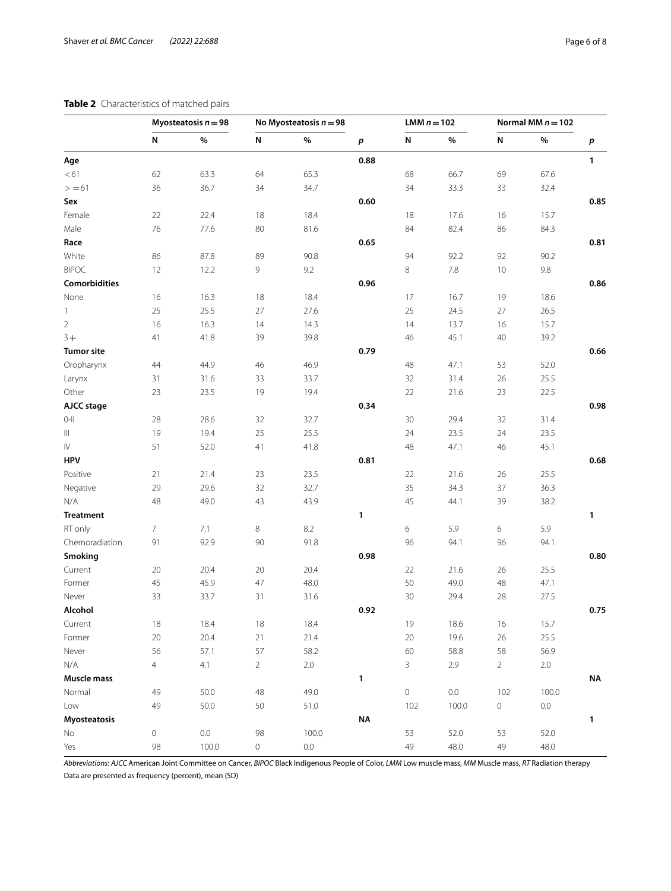**Table 2** Characteristics of matched pairs

| | Myosteatosis $n = 98$ | | No Myosteatosis $n = 98$ | | | LMM $n = 102$ | | Normal MM $n = 102$ | | |
|---|---|---|---|---|---|---|---|---|---|---|
| | N | % | N | % | *p* | N | % | N | % | *p* |
| **Age** | | | | | **0.88** | | | | | **1** |
| <61 | 62 | 63.3 | 64 | 65.3 | | 68 | 66.7 | 69 | 67.6 | |
| >=61 | 36 | 36.7 | 34 | 34.7 | | 34 | 33.3 | 33 | 32.4 | |
| **Sex** | | | | | **0.60** | | | | | **0.85** |
| Female | 22 | 22.4 | 18 | 18.4 | | 18 | 17.6 | 16 | 15.7 | |
| Male | 76 | 77.6 | 80 | 81.6 | | 84 | 82.4 | 86 | 84.3 | |
| **Race** | | | | | **0.65** | | | | | **0.81** |
| White | 86 | 87.8 | 89 | 90.8 | | 94 | 92.2 | 92 | 90.2 | |
| BIPOC | 12 | 12.2 | 9 | 9.2 | | 8 | 7.8 | 10 | 9.8 | |
| **Comorbidities** | | | | | **0.96** | | | | | **0.86** |
| None | 16 | 16.3 | 18 | 18.4 | | 17 | 16.7 | 19 | 18.6 | |
| 1 | 25 | 25.5 | 27 | 27.6 | | 25 | 24.5 | 27 | 26.5 | |
| 2 | 16 | 16.3 | 14 | 14.3 | | 14 | 13.7 | 16 | 15.7 | |
| 3+ | 41 | 41.8 | 39 | 39.8 | | 46 | 45.1 | 40 | 39.2 | |
| **Tumor site** | | | | | **0.79** | | | | | **0.66** |
| Oropharynx | 44 | 44.9 | 46 | 46.9 | | 48 | 47.1 | 53 | 52.0 | |
| Larynx | 31 | 31.6 | 33 | 33.7 | | 32 | 31.4 | 26 | 25.5 | |
| Other | 23 | 23.5 | 19 | 19.4 | | 22 | 21.6 | 23 | 22.5 | |
| **AJCC stage** | | | | | **0.34** | | | | | **0.98** |
| 0-II | 28 | 28.6 | 32 | 32.7 | | 30 | 29.4 | 32 | 31.4 | |
| III | 19 | 19.4 | 25 | 25.5 | | 24 | 23.5 | 24 | 23.5 | |
| IV | 51 | 52.0 | 41 | 41.8 | | 48 | 47.1 | 46 | 45.1 | |
| **HPV** | | | | | **0.81** | | | | | **0.68** |
| Positive | 21 | 21.4 | 23 | 23.5 | | 22 | 21.6 | 26 | 25.5 | |
| Negative | 29 | 29.6 | 32 | 32.7 | | 35 | 34.3 | 37 | 36.3 | |
| N/A | 48 | 49.0 | 43 | 43.9 | | 45 | 44.1 | 39 | 38.2 | |
| **Treatment** | | | | | **1** | | | | | **1** |
| RT only | 7 | 7.1 | 8 | 8.2 | | 6 | 5.9 | 6 | 5.9 | |
| Chemoradiation | 91 | 92.9 | 90 | 91.8 | | 96 | 94.1 | 96 | 94.1 | |
| **Smoking** | | | | | **0.98** | | | | | **0.80** |
| Current | 20 | 20.4 | 20 | 20.4 | | 22 | 21.6 | 26 | 25.5 | |
| Former | 45 | 45.9 | 47 | 48.0 | | 50 | 49.0 | 48 | 47.1 | |
| Never | 33 | 33.7 | 31 | 31.6 | | 30 | 29.4 | 28 | 27.5 | |
| **Alcohol** | | | | | **0.92** | | | | | **0.75** |
| Current | 18 | 18.4 | 18 | 18.4 | | 19 | 18.6 | 16 | 15.7 | |
| Former | 20 | 20.4 | 21 | 21.4 | | 20 | 19.6 | 26 | 25.5 | |
| Never | 56 | 57.1 | 57 | 58.2 | | 60 | 58.8 | 58 | 56.9 | |
| N/A | 4 | 4.1 | 2 | 2.0 | | 3 | 2.9 | 2 | 2.0 | |
| **Muscle mass** | | | | | **1** | | | | | **NA** |
| Normal | 49 | 50.0 | 48 | 49.0 | | 0 | 0.0 | 102 | 100.0 | |
| Low | 49 | 50.0 | 50 | 51.0 | | 102 | 100.0 | 0 | 0.0 | |
| **Myosteatosis** | | | | | **NA** | | | | | **1** |
| No | 0 | 0.0 | 98 | 100.0 | | 53 | 52.0 | 53 | 52.0 | |
| Yes | 98 | 100.0 | 0 | 0.0 | | 49 | 48.0 | 49 | 48.0 | |

*Abbreviations*: *AJCC* American Joint Committee on Cancer, *BIPOC* Black Indigenous People of Color, *LMM* Low muscle mass, *MM* Muscle mass, *RT* Radiation therapy

Data are presented as frequency (percent), mean (SD)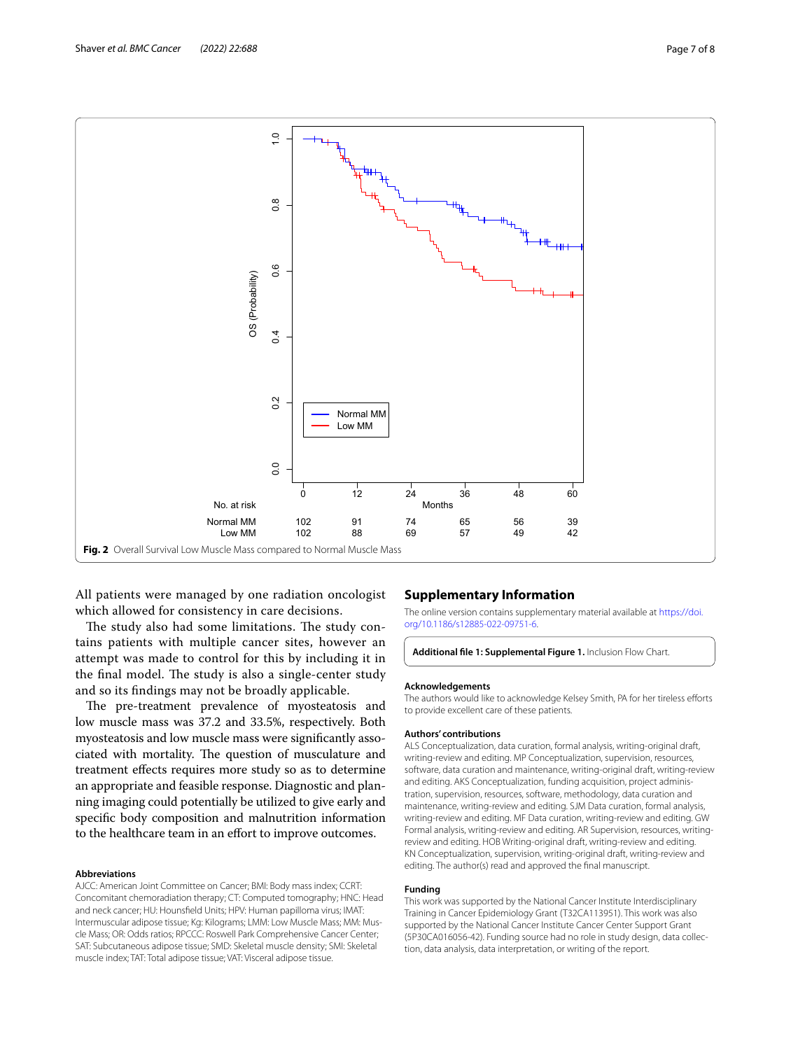| No. at risk | 0 | 12 | 24 | 36 | 48 | 60 |
| --- | --- | --- | --- | --- | --- | --- |
| Normal MM | 102 | 91 | 74 | 65 | 56 | 39 |
| Low MM | 102 | 88 | 69 | 57 | 49 | 42 |

**Fig. 2** Overall Survival Low Muscle Mass compared to Normal Muscle Mass

All patients were managed by one radiation oncologist which allowed for consistency in care decisions.

The study also had some limitations. The study contains patients with multiple cancer sites, however an attempt was made to control for this by including it in the final model. The study is also a single-center study and so its findings may not be broadly applicable.

The pre-treatment prevalence of myosteatosis and low muscle mass was 37.2 and 33.5%, respectively. Both myosteatosis and low muscle mass were significantly associated with mortality. The question of musculature and treatment effects requires more study so as to determine an appropriate and feasible response. Diagnostic and planning imaging could potentially be utilized to give early and specific body composition and malnutrition information to the healthcare team in an effort to improve outcomes.

#### Abbreviations

AJCC: American Joint Committee on Cancer; BMI: Body mass index; CCRT: Concomitant chemoradiation therapy; CT: Computed tomography; HNC: Head and neck cancer; HU: Hounsfield Units; HPV: Human papilloma virus; IMAT: Intermuscular adipose tissue; Kg: Kilograms; LMM: Low Muscle Mass; MM: Muscle Mass; OR: Odds ratios; RPCCC: Roswell Park Comprehensive Cancer Center; SAT: Subcutaneous adipose tissue; SMD: Skeletal muscle density; SMI: Skeletal muscle index; TAT: Total adipose tissue; VAT: Visceral adipose tissue.

## Supplementary Information

The online version contains supplementary material available at https://doi.org/10.1186/s12885-022-09751-6.

**Additional file 1: Supplemental Figure 1.** Inclusion Flow Chart.

#### Acknowledgements

The authors would like to acknowledge Kelsey Smith, PA for her tireless efforts to provide excellent care of these patients.

#### Authors' contributions

ALS Conceptualization, data curation, formal analysis, writing-original draft, writing-review and editing. MP Conceptualization, supervision, resources, software, data curation and maintenance, writing-review and editing. AKS Conceptualization, funding acquisition, project administration, supervision, resources, software, methodology, data curation and maintenance, writing-review and editing. SJM Data curation, formal analysis, writing-review and editing. MF Data curation, writing-review and editing. GW Formal analysis, writing-review and editing. AR Supervision, resources, writing-review and editing. HOB Writing-original draft, writing-review and editing. KN Conceptualization, supervision, writing-original draft, writing-review and editing. The author(s) read and approved the final manuscript.

#### Funding

This work was supported by the National Cancer Institute Interdisciplinary Training in Cancer Epidemiology Grant (T32CA113951). This work was also supported by the National Cancer Institute Cancer Center Support Grant (5P30CA016056-42). Funding source had no role in study design, data collection, data analysis, data interpretation, or writing of the report.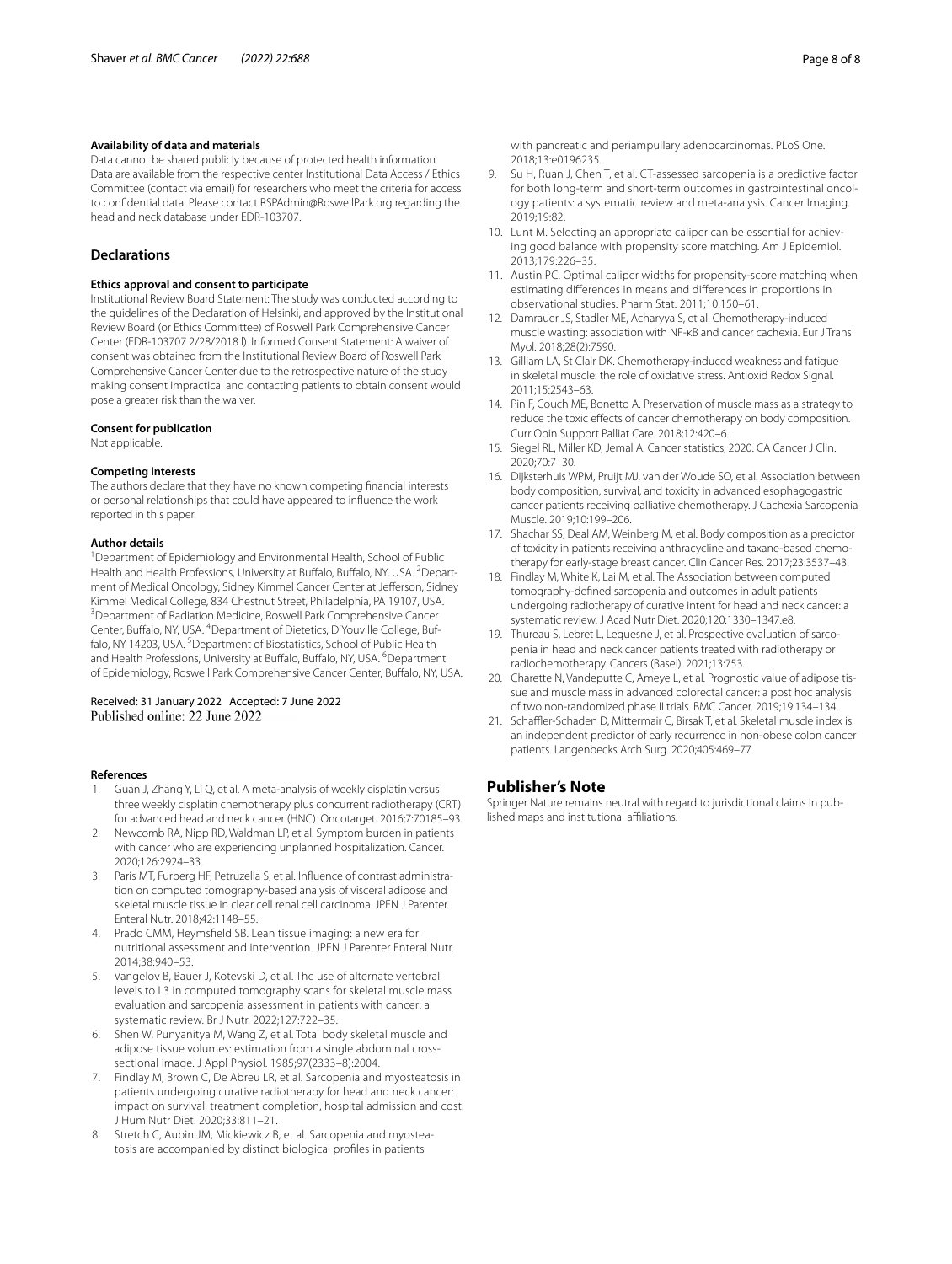**Availability of data and materials**

Data cannot be shared publicly because of protected health information. Data are available from the respective center Institutional Data Access / Ethics Committee (contact via email) for researchers who meet the criteria for access to confidential data. Please contact RSPAdmin@RoswellPark.org regarding the head and neck database under EDR-103707.

## Declarations

**Ethics approval and consent to participate**

Institutional Review Board Statement: The study was conducted according to the guidelines of the Declaration of Helsinki, and approved by the Institutional Review Board (or Ethics Committee) of Roswell Park Comprehensive Cancer Center (EDR-103707 2/28/2018 l). Informed Consent Statement: A waiver of consent was obtained from the Institutional Review Board of Roswell Park Comprehensive Cancer Center due to the retrospective nature of the study making consent impractical and contacting patients to obtain consent would pose a greater risk than the waiver.

**Consent for publication**

Not applicable.

**Competing interests**

The authors declare that they have no known competing financial interests or personal relationships that could have appeared to influence the work reported in this paper.

**Author details**

[1]Department of Epidemiology and Environmental Health, School of Public Health and Health Professions, University at Buffalo, Buffalo, NY, USA. [2]Department of Medical Oncology, Sidney Kimmel Cancer Center at Jefferson, Sidney Kimmel Medical College, 834 Chestnut Street, Philadelphia, PA 19107, USA. [3]Department of Radiation Medicine, Roswell Park Comprehensive Cancer Center, Buffalo, NY, USA. [4]Department of Dietetics, D'Youville College, Buffalo, NY 14203, USA. [5]Department of Biostatistics, School of Public Health and Health Professions, University at Buffalo, Buffalo, NY, USA. [6]Department of Epidemiology, Roswell Park Comprehensive Cancer Center, Buffalo, NY, USA.

Received: 31 January 2022 Accepted: 7 June 2022
Published online: 22 June 2022

**References**

1. Guan J, Zhang Y, Li Q, et al. A meta-analysis of weekly cisplatin versus three weekly cisplatin chemotherapy plus concurrent radiotherapy (CRT) for advanced head and neck cancer (HNC). Oncotarget. 2016;7:70185–93.
2. Newcomb RA, Nipp RD, Waldman LP, et al. Symptom burden in patients with cancer who are experiencing unplanned hospitalization. Cancer. 2020;126:2924–33.
3. Paris MT, Furberg HF, Petruzella S, et al. Influence of contrast administration on computed tomography-based analysis of visceral adipose and skeletal muscle tissue in clear cell renal cell carcinoma. JPEN J Parenter Enteral Nutr. 2018;42:1148–55.
4. Prado CMM, Heymsfield SB. Lean tissue imaging: a new era for nutritional assessment and intervention. JPEN J Parenter Enteral Nutr. 2014;38:940–53.
5. Vangelov B, Bauer J, Kotevski D, et al. The use of alternate vertebral levels to L3 in computed tomography scans for skeletal muscle mass evaluation and sarcopenia assessment in patients with cancer: a systematic review. Br J Nutr. 2022;127:722–35.
6. Shen W, Punyanitya M, Wang Z, et al. Total body skeletal muscle and adipose tissue volumes: estimation from a single abdominal cross-sectional image. J Appl Physiol. 1985;97(2333–8):2004.
7. Findlay M, Brown C, De Abreu LR, et al. Sarcopenia and myosteatosis in patients undergoing curative radiotherapy for head and neck cancer: impact on survival, treatment completion, hospital admission and cost. J Hum Nutr Diet. 2020;33:811–21.
8. Stretch C, Aubin JM, Mickiewicz B, et al. Sarcopenia and myosteatosis are accompanied by distinct biological profiles in patients with pancreatic and periampullary adenocarcinomas. PLoS One. 2018;13:e0196235.
9. Su H, Ruan J, Chen T, et al. CT-assessed sarcopenia is a predictive factor for both long-term and short-term outcomes in gastrointestinal oncology patients: a systematic review and meta-analysis. Cancer Imaging. 2019;19:82.
10. Lunt M. Selecting an appropriate caliper can be essential for achieving good balance with propensity score matching. Am J Epidemiol. 2013;179:226–35.
11. Austin PC. Optimal caliper widths for propensity-score matching when estimating differences in means and differences in proportions in observational studies. Pharm Stat. 2011;10:150–61.
12. Damrauer JS, Stadler ME, Acharyya S, et al. Chemotherapy-induced muscle wasting: association with NF-κB and cancer cachexia. Eur J Transl Myol. 2018;28(2):7590.
13. Gilliam LA, St Clair DK. Chemotherapy-induced weakness and fatigue in skeletal muscle: the role of oxidative stress. Antioxid Redox Signal. 2011;15:2543–63.
14. Pin F, Couch ME, Bonetto A. Preservation of muscle mass as a strategy to reduce the toxic effects of cancer chemotherapy on body composition. Curr Opin Support Palliat Care. 2018;12:420–6.
15. Siegel RL, Miller KD, Jemal A. Cancer statistics, 2020. CA Cancer J Clin. 2020;70:7–30.
16. Dijksterhuis WPM, Pruijt MJ, van der Woude SO, et al. Association between body composition, survival, and toxicity in advanced esophagogastric cancer patients receiving palliative chemotherapy. J Cachexia Sarcopenia Muscle. 2019;10:199–206.
17. Shachar SS, Deal AM, Weinberg M, et al. Body composition as a predictor of toxicity in patients receiving anthracycline and taxane-based chemotherapy for early-stage breast cancer. Clin Cancer Res. 2017;23:3537–43.
18. Findlay M, White K, Lai M, et al. The Association between computed tomography-defined sarcopenia and outcomes in adult patients undergoing radiotherapy of curative intent for head and neck cancer: a systematic review. J Acad Nutr Diet. 2020;120:1330–1347.e8.
19. Thureau S, Lebret L, Lequesne J, et al. Prospective evaluation of sarcopenia in head and neck cancer patients treated with radiotherapy or radiochemotherapy. Cancers (Basel). 2021;13:753.
20. Charette N, Vandeputte C, Ameye L, et al. Prognostic value of adipose tissue and muscle mass in advanced colorectal cancer: a post hoc analysis of two non-randomized phase II trials. BMC Cancer. 2019;19:134–134.
21. Schaffler-Schaden D, Mittermair C, Birsak T, et al. Skeletal muscle index is an independent predictor of early recurrence in non-obese colon cancer patients. Langenbecks Arch Surg. 2020;405:469–77.

## Publisher's Note

Springer Nature remains neutral with regard to jurisdictional claims in published maps and institutional affiliations.